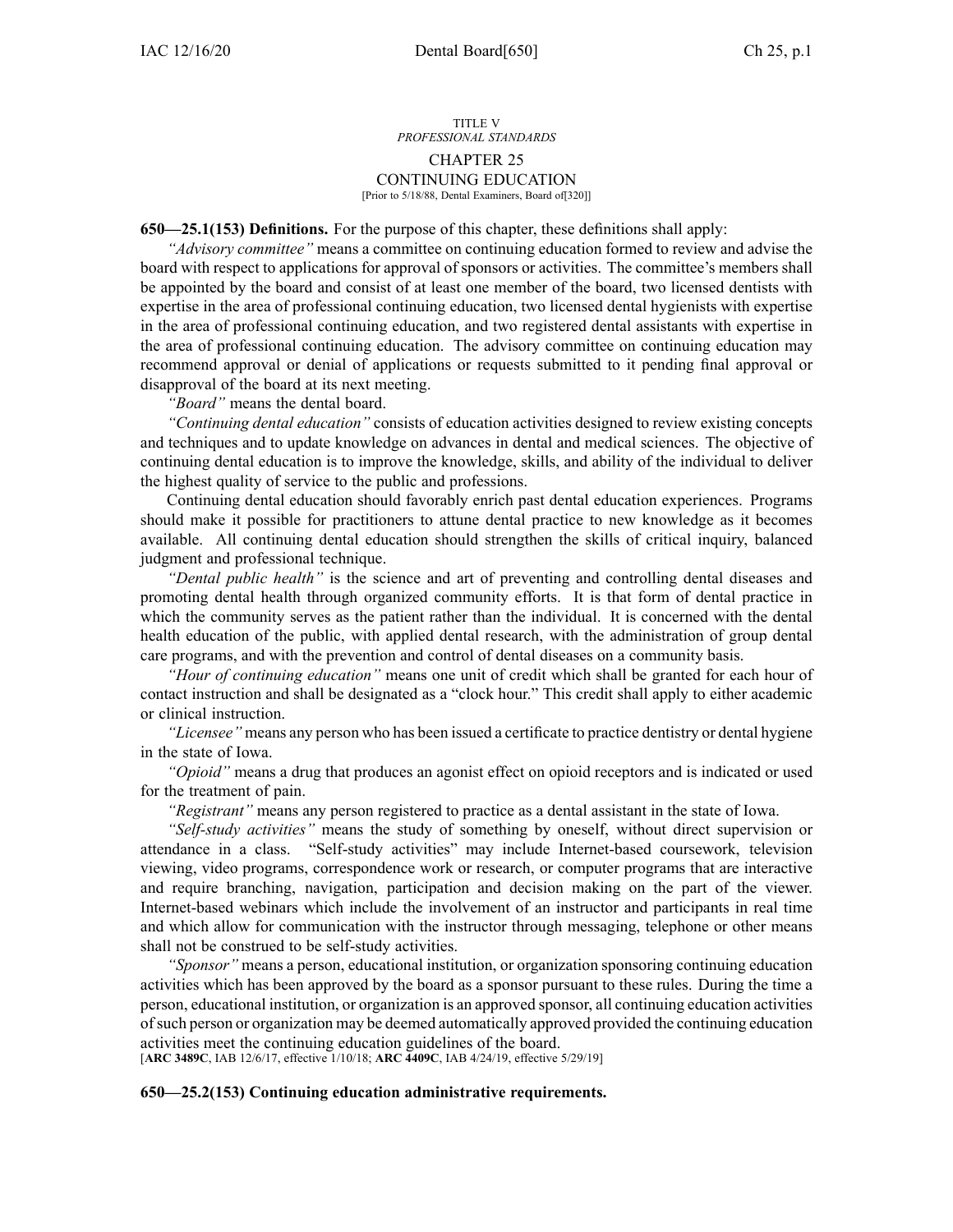TITLE V
*PROFESSIONAL STANDARDS*

# CHAPTER 25
# CONTINUING EDUCATION

[Prior to 5/18/88, Dental Examiners, Board of[320]]

**650—25.1(153) Definitions.** For the purpose of this chapter, these definitions shall apply:

*"Advisory committee"* means a committee on continuing education formed to review and advise the board with respect to applications for approval of sponsors or activities. The committee's members shall be appointed by the board and consist of at least one member of the board, two licensed dentists with expertise in the area of professional continuing education, two licensed dental hygienists with expertise in the area of professional continuing education, and two registered dental assistants with expertise in the area of professional continuing education. The advisory committee on continuing education may recommend approval or denial of applications or requests submitted to it pending final approval or disapproval of the board at its next meeting.

*"Board"* means the dental board.

*"Continuing dental education"* consists of education activities designed to review existing concepts and techniques and to update knowledge on advances in dental and medical sciences. The objective of continuing dental education is to improve the knowledge, skills, and ability of the individual to deliver the highest quality of service to the public and professions.

Continuing dental education should favorably enrich past dental education experiences. Programs should make it possible for practitioners to attune dental practice to new knowledge as it becomes available. All continuing dental education should strengthen the skills of critical inquiry, balanced judgment and professional technique.

*"Dental public health"* is the science and art of preventing and controlling dental diseases and promoting dental health through organized community efforts. It is that form of dental practice in which the community serves as the patient rather than the individual. It is concerned with the dental health education of the public, with applied dental research, with the administration of group dental care programs, and with the prevention and control of dental diseases on a community basis.

*"Hour of continuing education"* means one unit of credit which shall be granted for each hour of contact instruction and shall be designated as a "clock hour." This credit shall apply to either academic or clinical instruction.

*"Licensee"* means any person who has been issued a certificate to practice dentistry or dental hygiene in the state of Iowa.

*"Opioid"* means a drug that produces an agonist effect on opioid receptors and is indicated or used for the treatment of pain.

*"Registrant"* means any person registered to practice as a dental assistant in the state of Iowa.

*"Self-study activities"* means the study of something by oneself, without direct supervision or attendance in a class. "Self-study activities" may include Internet-based coursework, television viewing, video programs, correspondence work or research, or computer programs that are interactive and require branching, navigation, participation and decision making on the part of the viewer. Internet-based webinars which include the involvement of an instructor and participants in real time and which allow for communication with the instructor through messaging, telephone or other means shall not be construed to be self-study activities.

*"Sponsor"* means a person, educational institution, or organization sponsoring continuing education activities which has been approved by the board as a sponsor pursuant to these rules. During the time a person, educational institution, or organization is an approved sponsor, all continuing education activities of such person or organization may be deemed automatically approved provided the continuing education activities meet the continuing education guidelines of the board.

[**ARC 3489C**, IAB 12/6/17, effective 1/10/18; **ARC 4409C**, IAB 4/24/19, effective 5/29/19]

**650—25.2(153) Continuing education administrative requirements.**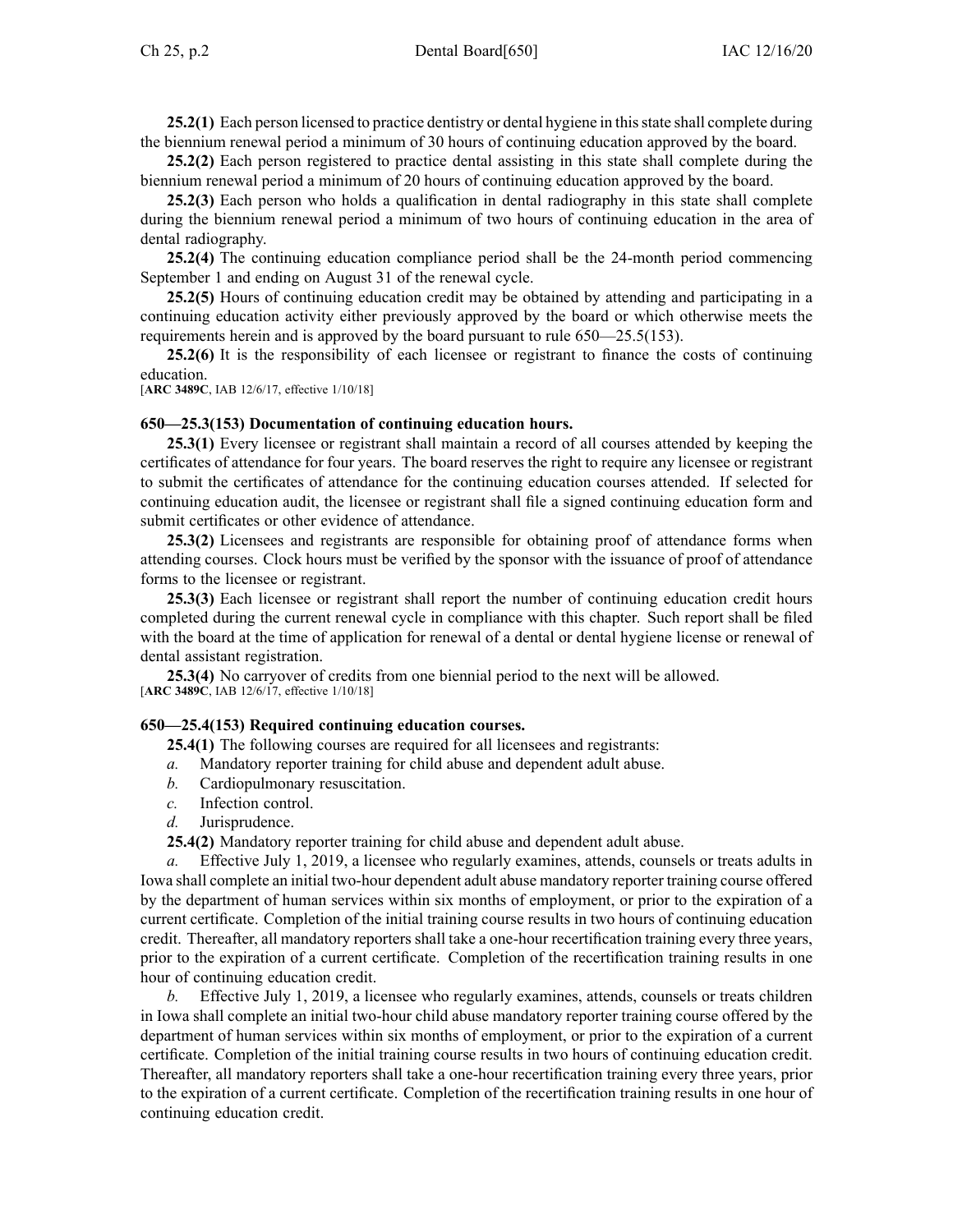**25.2(1)** Each person licensed to practice dentistry or dental hygiene in this state shall complete during the biennium renewal period a minimum of 30 hours of continuing education approved by the board.

**25.2(2)** Each person registered to practice dental assisting in this state shall complete during the biennium renewal period a minimum of 20 hours of continuing education approved by the board.

**25.2(3)** Each person who holds a qualification in dental radiography in this state shall complete during the biennium renewal period a minimum of two hours of continuing education in the area of dental radiography.

**25.2(4)** The continuing education compliance period shall be the 24-month period commencing September 1 and ending on August 31 of the renewal cycle.

**25.2(5)** Hours of continuing education credit may be obtained by attending and participating in a continuing education activity either previously approved by the board or which otherwise meets the requirements herein and is approved by the board pursuant to rule 650—25.5(153).

**25.2(6)** It is the responsibility of each licensee or registrant to finance the costs of continuing education.

[**ARC 3489C**, IAB 12/6/17, effective 1/10/18]

### 650—25.3(153) Documentation of continuing education hours.

**25.3(1)** Every licensee or registrant shall maintain a record of all courses attended by keeping the certificates of attendance for four years. The board reserves the right to require any licensee or registrant to submit the certificates of attendance for the continuing education courses attended. If selected for continuing education audit, the licensee or registrant shall file a signed continuing education form and submit certificates or other evidence of attendance.

**25.3(2)** Licensees and registrants are responsible for obtaining proof of attendance forms when attending courses. Clock hours must be verified by the sponsor with the issuance of proof of attendance forms to the licensee or registrant.

**25.3(3)** Each licensee or registrant shall report the number of continuing education credit hours completed during the current renewal cycle in compliance with this chapter. Such report shall be filed with the board at the time of application for renewal of a dental or dental hygiene license or renewal of dental assistant registration.

**25.3(4)** No carryover of credits from one biennial period to the next will be allowed.

[**ARC 3489C**, IAB 12/6/17, effective 1/10/18]

### 650—25.4(153) Required continuing education courses.

**25.4(1)** The following courses are required for all licensees and registrants:

*a.* Mandatory reporter training for child abuse and dependent adult abuse.

*b.* Cardiopulmonary resuscitation.

*c.* Infection control.

*d.* Jurisprudence.

**25.4(2)** Mandatory reporter training for child abuse and dependent adult abuse.

*a.* Effective July 1, 2019, a licensee who regularly examines, attends, counsels or treats adults in Iowa shall complete an initial two-hour dependent adult abuse mandatory reporter training course offered by the department of human services within six months of employment, or prior to the expiration of a current certificate. Completion of the initial training course results in two hours of continuing education credit. Thereafter, all mandatory reporters shall take a one-hour recertification training every three years, prior to the expiration of a current certificate. Completion of the recertification training results in one hour of continuing education credit.

*b.* Effective July 1, 2019, a licensee who regularly examines, attends, counsels or treats children in Iowa shall complete an initial two-hour child abuse mandatory reporter training course offered by the department of human services within six months of employment, or prior to the expiration of a current certificate. Completion of the initial training course results in two hours of continuing education credit. Thereafter, all mandatory reporters shall take a one-hour recertification training every three years, prior to the expiration of a current certificate. Completion of the recertification training results in one hour of continuing education credit.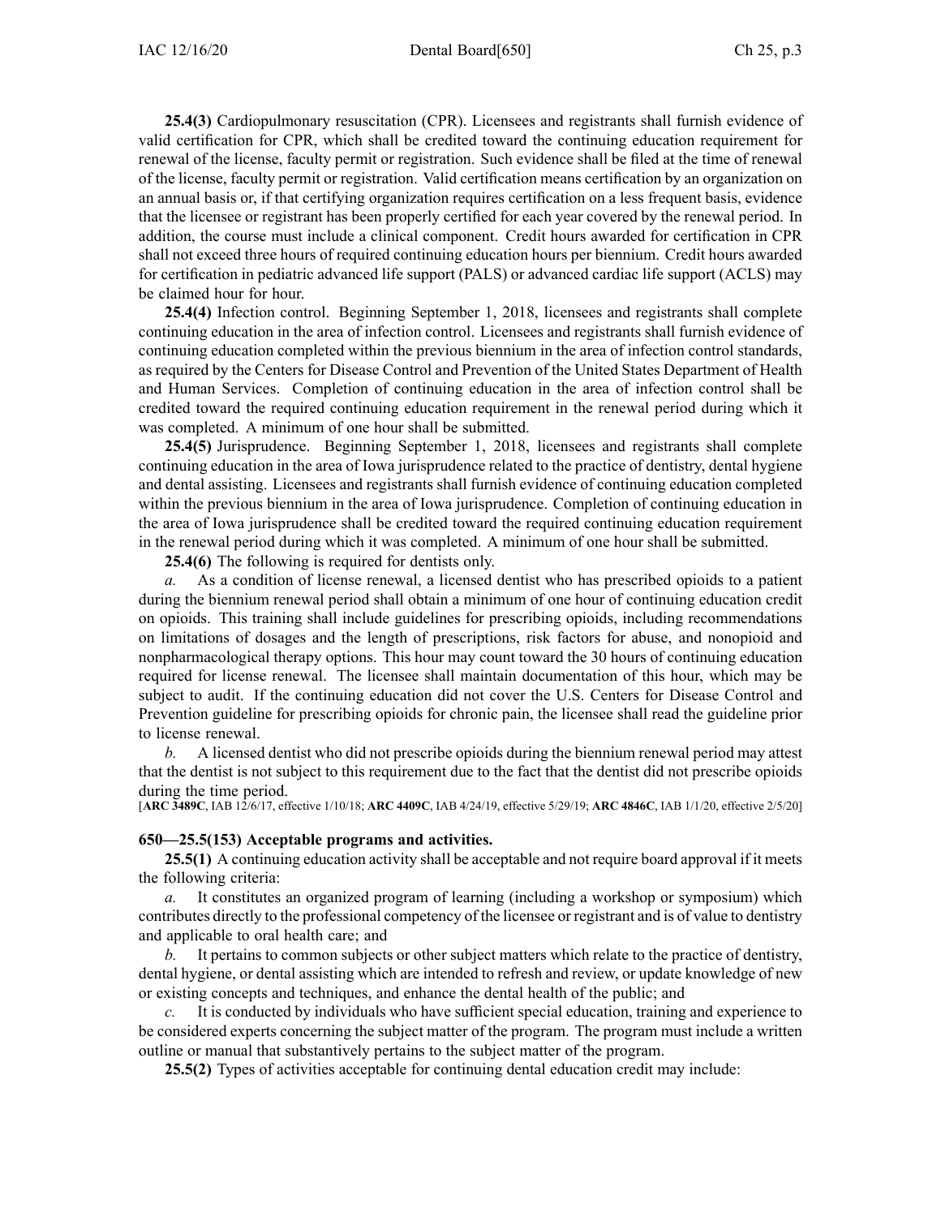**25.4(3)** Cardiopulmonary resuscitation (CPR). Licensees and registrants shall furnish evidence of valid certification for CPR, which shall be credited toward the continuing education requirement for renewal of the license, faculty permit or registration. Such evidence shall be filed at the time of renewal of the license, faculty permit or registration. Valid certification means certification by an organization on an annual basis or, if that certifying organization requires certification on a less frequent basis, evidence that the licensee or registrant has been properly certified for each year covered by the renewal period. In addition, the course must include a clinical component. Credit hours awarded for certification in CPR shall not exceed three hours of required continuing education hours per biennium. Credit hours awarded for certification in pediatric advanced life support (PALS) or advanced cardiac life support (ACLS) may be claimed hour for hour.

**25.4(4)** Infection control. Beginning September 1, 2018, licensees and registrants shall complete continuing education in the area of infection control. Licensees and registrants shall furnish evidence of continuing education completed within the previous biennium in the area of infection control standards, as required by the Centers for Disease Control and Prevention of the United States Department of Health and Human Services. Completion of continuing education in the area of infection control shall be credited toward the required continuing education requirement in the renewal period during which it was completed. A minimum of one hour shall be submitted.

**25.4(5)** Jurisprudence. Beginning September 1, 2018, licensees and registrants shall complete continuing education in the area of Iowa jurisprudence related to the practice of dentistry, dental hygiene and dental assisting. Licensees and registrants shall furnish evidence of continuing education completed within the previous biennium in the area of Iowa jurisprudence. Completion of continuing education in the area of Iowa jurisprudence shall be credited toward the required continuing education requirement in the renewal period during which it was completed. A minimum of one hour shall be submitted.

**25.4(6)** The following is required for dentists only.

*a.* As a condition of license renewal, a licensed dentist who has prescribed opioids to a patient during the biennium renewal period shall obtain a minimum of one hour of continuing education credit on opioids. This training shall include guidelines for prescribing opioids, including recommendations on limitations of dosages and the length of prescriptions, risk factors for abuse, and nonopioid and nonpharmacological therapy options. This hour may count toward the 30 hours of continuing education required for license renewal. The licensee shall maintain documentation of this hour, which may be subject to audit. If the continuing education did not cover the U.S. Centers for Disease Control and Prevention guideline for prescribing opioids for chronic pain, the licensee shall read the guideline prior to license renewal.

*b.* A licensed dentist who did not prescribe opioids during the biennium renewal period may attest that the dentist is not subject to this requirement due to the fact that the dentist did not prescribe opioids during the time period.

[**ARC 3489C**, IAB 12/6/17, effective 1/10/18; **ARC 4409C**, IAB 4/24/19, effective 5/29/19; **ARC 4846C**, IAB 1/1/20, effective 2/5/20]

**650—25.5(153) Acceptable programs and activities.**

**25.5(1)** A continuing education activity shall be acceptable and not require board approval if it meets the following criteria:

*a.* It constitutes an organized program of learning (including a workshop or symposium) which contributes directly to the professional competency of the licensee or registrant and is of value to dentistry and applicable to oral health care; and

*b.* It pertains to common subjects or other subject matters which relate to the practice of dentistry, dental hygiene, or dental assisting which are intended to refresh and review, or update knowledge of new or existing concepts and techniques, and enhance the dental health of the public; and

*c.* It is conducted by individuals who have sufficient special education, training and experience to be considered experts concerning the subject matter of the program. The program must include a written outline or manual that substantively pertains to the subject matter of the program.

**25.5(2)** Types of activities acceptable for continuing dental education credit may include: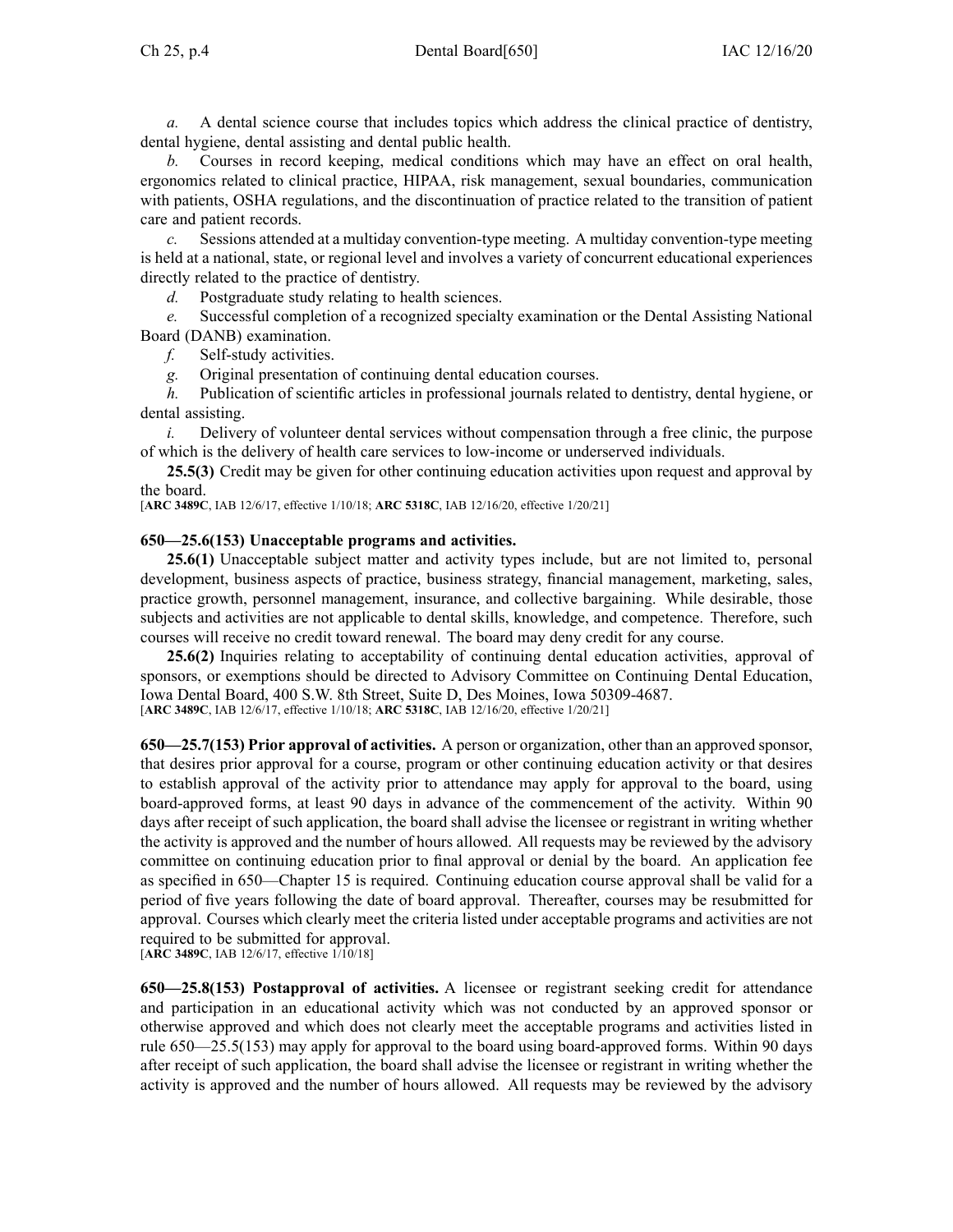*a.* A dental science course that includes topics which address the clinical practice of dentistry, dental hygiene, dental assisting and dental public health.

*b.* Courses in record keeping, medical conditions which may have an effect on oral health, ergonomics related to clinical practice, HIPAA, risk management, sexual boundaries, communication with patients, OSHA regulations, and the discontinuation of practice related to the transition of patient care and patient records.

*c.* Sessions attended at a multiday convention-type meeting. A multiday convention-type meeting is held at a national, state, or regional level and involves a variety of concurrent educational experiences directly related to the practice of dentistry.

*d.* Postgraduate study relating to health sciences.

*e.* Successful completion of a recognized specialty examination or the Dental Assisting National Board (DANB) examination.

*f.* Self-study activities.

*g.* Original presentation of continuing dental education courses.

*h.* Publication of scientific articles in professional journals related to dentistry, dental hygiene, or dental assisting.

*i.* Delivery of volunteer dental services without compensation through a free clinic, the purpose of which is the delivery of health care services to low-income or underserved individuals.

**25.5(3)** Credit may be given for other continuing education activities upon request and approval by the board.

[**ARC 3489C**, IAB 12/6/17, effective 1/10/18; **ARC 5318C**, IAB 12/16/20, effective 1/20/21]

**650—25.6(153) Unacceptable programs and activities.**

**25.6(1)** Unacceptable subject matter and activity types include, but are not limited to, personal development, business aspects of practice, business strategy, financial management, marketing, sales, practice growth, personnel management, insurance, and collective bargaining. While desirable, those subjects and activities are not applicable to dental skills, knowledge, and competence. Therefore, such courses will receive no credit toward renewal. The board may deny credit for any course.

**25.6(2)** Inquiries relating to acceptability of continuing dental education activities, approval of sponsors, or exemptions should be directed to Advisory Committee on Continuing Dental Education, Iowa Dental Board, 400 S.W. 8th Street, Suite D, Des Moines, Iowa 50309-4687.

[**ARC 3489C**, IAB 12/6/17, effective 1/10/18; **ARC 5318C**, IAB 12/16/20, effective 1/20/21]

**650—25.7(153) Prior approval of activities.** A person or organization, other than an approved sponsor, that desires prior approval for a course, program or other continuing education activity or that desires to establish approval of the activity prior to attendance may apply for approval to the board, using board-approved forms, at least 90 days in advance of the commencement of the activity. Within 90 days after receipt of such application, the board shall advise the licensee or registrant in writing whether the activity is approved and the number of hours allowed. All requests may be reviewed by the advisory committee on continuing education prior to final approval or denial by the board. An application fee as specified in 650—Chapter 15 is required. Continuing education course approval shall be valid for a period of five years following the date of board approval. Thereafter, courses may be resubmitted for approval. Courses which clearly meet the criteria listed under acceptable programs and activities are not required to be submitted for approval.

[**ARC 3489C**, IAB 12/6/17, effective 1/10/18]

**650—25.8(153) Postapproval of activities.** A licensee or registrant seeking credit for attendance and participation in an educational activity which was not conducted by an approved sponsor or otherwise approved and which does not clearly meet the acceptable programs and activities listed in rule 650—25.5(153) may apply for approval to the board using board-approved forms. Within 90 days after receipt of such application, the board shall advise the licensee or registrant in writing whether the activity is approved and the number of hours allowed. All requests may be reviewed by the advisory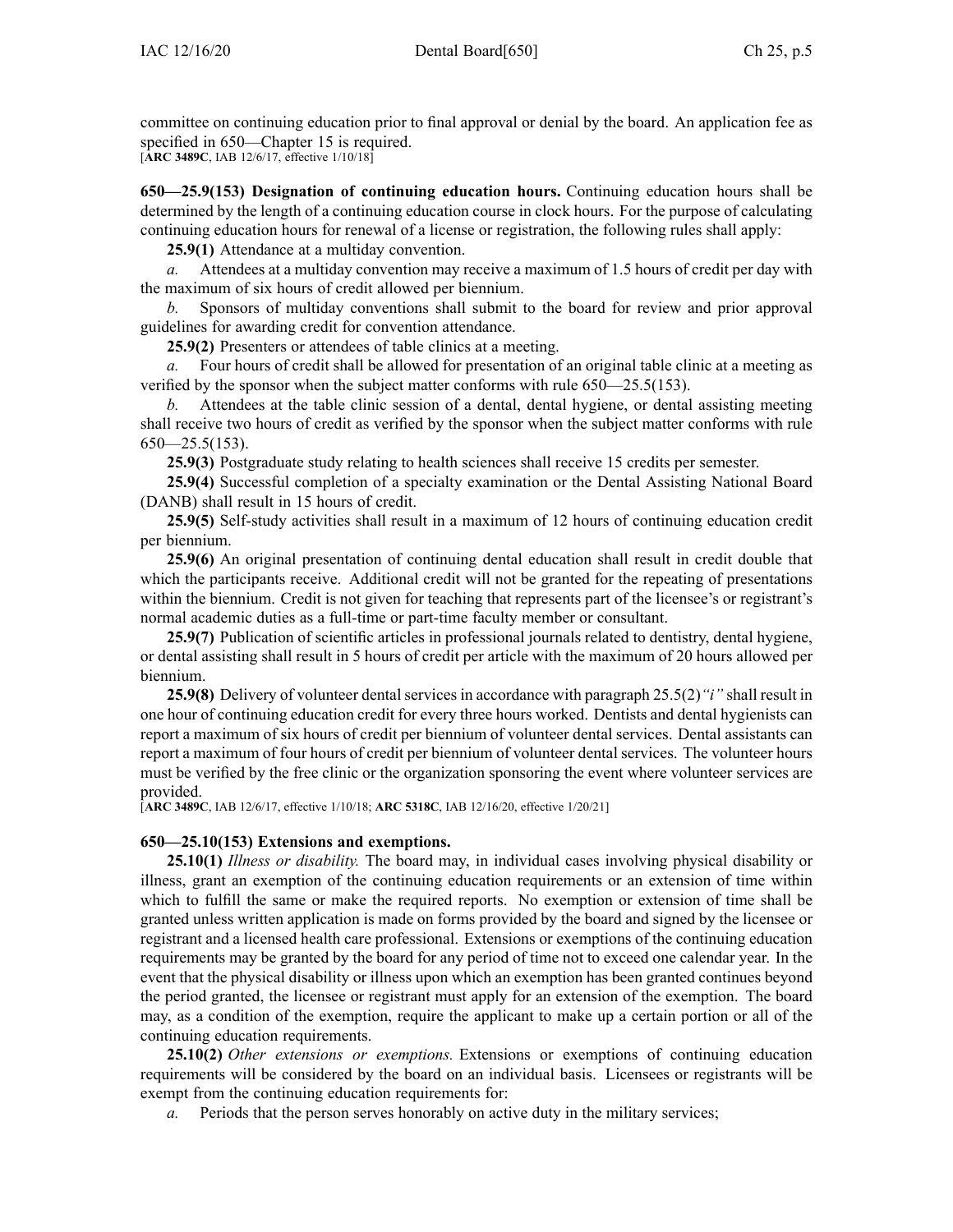committee on continuing education prior to final approval or denial by the board. An application fee as specified in 650—Chapter 15 is required.
[**ARC 3489C**, IAB 12/6/17, effective 1/10/18]

**650—25.9(153) Designation of continuing education hours.** Continuing education hours shall be determined by the length of a continuing education course in clock hours. For the purpose of calculating continuing education hours for renewal of a license or registration, the following rules shall apply:

**25.9(1)** Attendance at a multiday convention.

*a.* Attendees at a multiday convention may receive a maximum of 1.5 hours of credit per day with the maximum of six hours of credit allowed per biennium.

*b.* Sponsors of multiday conventions shall submit to the board for review and prior approval guidelines for awarding credit for convention attendance.

**25.9(2)** Presenters or attendees of table clinics at a meeting.

*a.* Four hours of credit shall be allowed for presentation of an original table clinic at a meeting as verified by the sponsor when the subject matter conforms with rule 650—25.5(153).

*b.* Attendees at the table clinic session of a dental, dental hygiene, or dental assisting meeting shall receive two hours of credit as verified by the sponsor when the subject matter conforms with rule 650—25.5(153).

**25.9(3)** Postgraduate study relating to health sciences shall receive 15 credits per semester.

**25.9(4)** Successful completion of a specialty examination or the Dental Assisting National Board (DANB) shall result in 15 hours of credit.

**25.9(5)** Self-study activities shall result in a maximum of 12 hours of continuing education credit per biennium.

**25.9(6)** An original presentation of continuing dental education shall result in credit double that which the participants receive. Additional credit will not be granted for the repeating of presentations within the biennium. Credit is not given for teaching that represents part of the licensee's or registrant's normal academic duties as a full-time or part-time faculty member or consultant.

**25.9(7)** Publication of scientific articles in professional journals related to dentistry, dental hygiene, or dental assisting shall result in 5 hours of credit per article with the maximum of 20 hours allowed per biennium.

**25.9(8)** Delivery of volunteer dental services in accordance with paragraph 25.5(2)*"i"* shall result in one hour of continuing education credit for every three hours worked. Dentists and dental hygienists can report a maximum of six hours of credit per biennium of volunteer dental services. Dental assistants can report a maximum of four hours of credit per biennium of volunteer dental services. The volunteer hours must be verified by the free clinic or the organization sponsoring the event where volunteer services are provided.
[**ARC 3489C**, IAB 12/6/17, effective 1/10/18; **ARC 5318C**, IAB 12/16/20, effective 1/20/21]

**650—25.10(153) Extensions and exemptions.**

**25.10(1)** *Illness or disability.* The board may, in individual cases involving physical disability or illness, grant an exemption of the continuing education requirements or an extension of time within which to fulfill the same or make the required reports. No exemption or extension of time shall be granted unless written application is made on forms provided by the board and signed by the licensee or registrant and a licensed health care professional. Extensions or exemptions of the continuing education requirements may be granted by the board for any period of time not to exceed one calendar year. In the event that the physical disability or illness upon which an exemption has been granted continues beyond the period granted, the licensee or registrant must apply for an extension of the exemption. The board may, as a condition of the exemption, require the applicant to make up a certain portion or all of the continuing education requirements.

**25.10(2)** *Other extensions or exemptions.* Extensions or exemptions of continuing education requirements will be considered by the board on an individual basis. Licensees or registrants will be exempt from the continuing education requirements for:

*a.* Periods that the person serves honorably on active duty in the military services;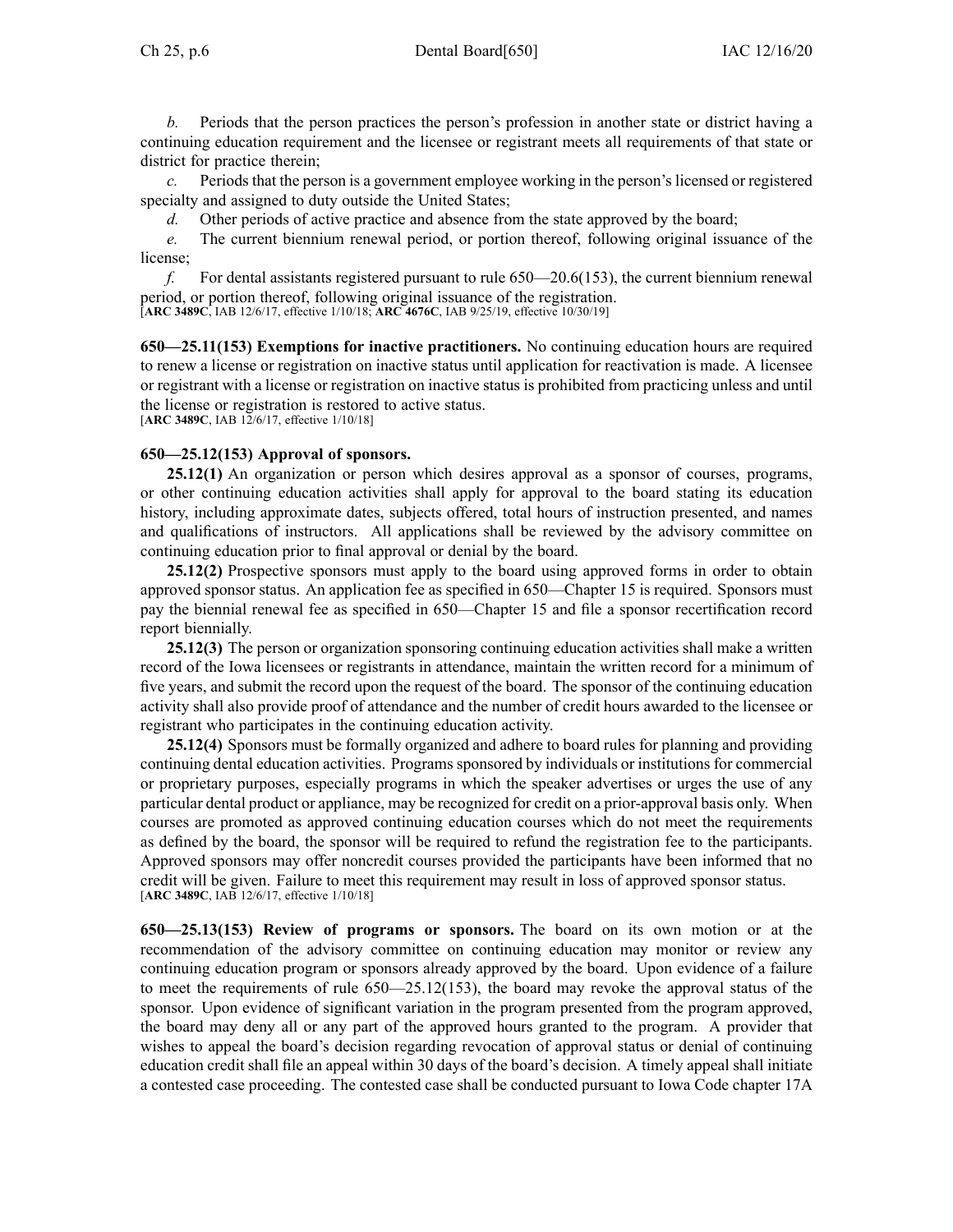*b.* Periods that the person practices the person's profession in another state or district having a continuing education requirement and the licensee or registrant meets all requirements of that state or district for practice therein;

*c.* Periods that the person is a government employee working in the person's licensed or registered specialty and assigned to duty outside the United States;

*d.* Other periods of active practice and absence from the state approved by the board;

*e.* The current biennium renewal period, or portion thereof, following original issuance of the license;

*f.* For dental assistants registered pursuant to rule 650—20.6(153), the current biennium renewal period, or portion thereof, following original issuance of the registration.

[**ARC 3489C**, IAB 12/6/17, effective 1/10/18; **ARC 4676C**, IAB 9/25/19, effective 10/30/19]

**650—25.11(153) Exemptions for inactive practitioners.** No continuing education hours are required to renew a license or registration on inactive status until application for reactivation is made. A licensee or registrant with a license or registration on inactive status is prohibited from practicing unless and until the license or registration is restored to active status.

[**ARC 3489C**, IAB 12/6/17, effective 1/10/18]

**650—25.12(153) Approval of sponsors.**

**25.12(1)** An organization or person which desires approval as a sponsor of courses, programs, or other continuing education activities shall apply for approval to the board stating its education history, including approximate dates, subjects offered, total hours of instruction presented, and names and qualifications of instructors. All applications shall be reviewed by the advisory committee on continuing education prior to final approval or denial by the board.

**25.12(2)** Prospective sponsors must apply to the board using approved forms in order to obtain approved sponsor status. An application fee as specified in 650—Chapter 15 is required. Sponsors must pay the biennial renewal fee as specified in 650—Chapter 15 and file a sponsor recertification record report biennially.

**25.12(3)** The person or organization sponsoring continuing education activities shall make a written record of the Iowa licensees or registrants in attendance, maintain the written record for a minimum of five years, and submit the record upon the request of the board. The sponsor of the continuing education activity shall also provide proof of attendance and the number of credit hours awarded to the licensee or registrant who participates in the continuing education activity.

**25.12(4)** Sponsors must be formally organized and adhere to board rules for planning and providing continuing dental education activities. Programs sponsored by individuals or institutions for commercial or proprietary purposes, especially programs in which the speaker advertises or urges the use of any particular dental product or appliance, may be recognized for credit on a prior-approval basis only. When courses are promoted as approved continuing education courses which do not meet the requirements as defined by the board, the sponsor will be required to refund the registration fee to the participants. Approved sponsors may offer noncredit courses provided the participants have been informed that no credit will be given. Failure to meet this requirement may result in loss of approved sponsor status.

[**ARC 3489C**, IAB 12/6/17, effective 1/10/18]

**650—25.13(153) Review of programs or sponsors.** The board on its own motion or at the recommendation of the advisory committee on continuing education may monitor or review any continuing education program or sponsors already approved by the board. Upon evidence of a failure to meet the requirements of rule 650—25.12(153), the board may revoke the approval status of the sponsor. Upon evidence of significant variation in the program presented from the program approved, the board may deny all or any part of the approved hours granted to the program. A provider that wishes to appeal the board's decision regarding revocation of approval status or denial of continuing education credit shall file an appeal within 30 days of the board's decision. A timely appeal shall initiate a contested case proceeding. The contested case shall be conducted pursuant to Iowa Code chapter 17A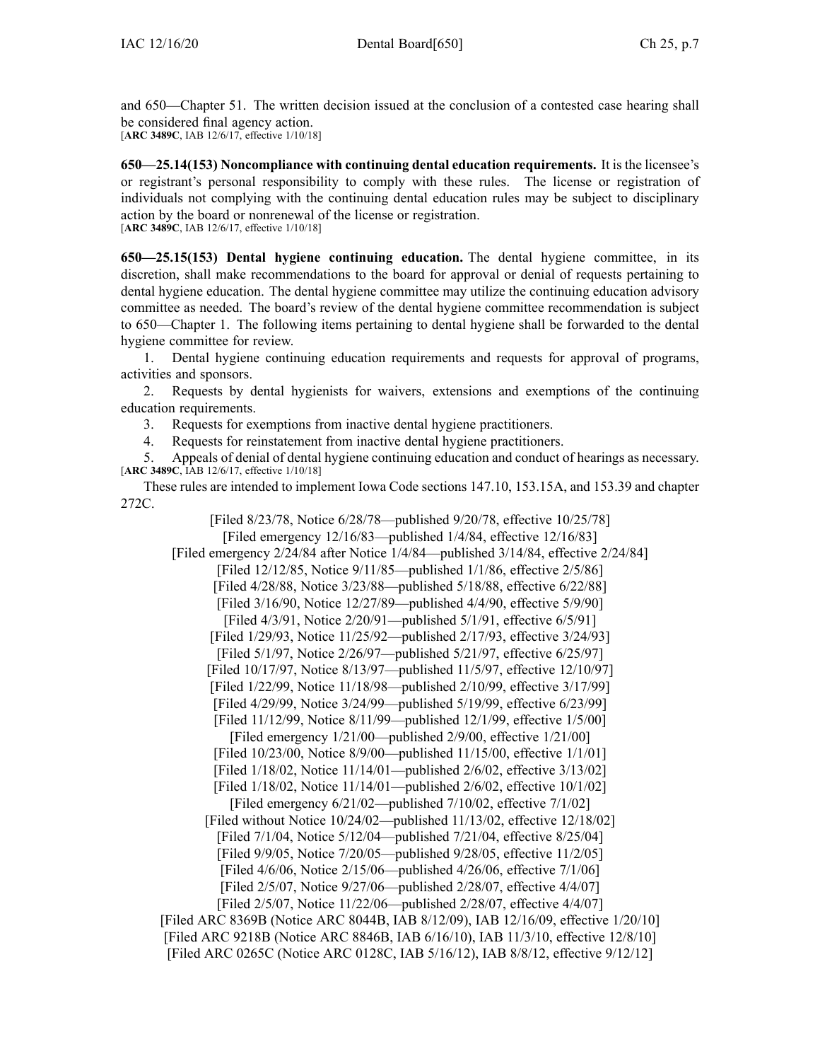and 650—Chapter 51. The written decision issued at the conclusion of a contested case hearing shall be considered final agency action.
[**ARC 3489C**, IAB 12/6/17, effective 1/10/18]

**650—25.14(153) Noncompliance with continuing dental education requirements.** It is the licensee's or registrant's personal responsibility to comply with these rules. The license or registration of individuals not complying with the continuing dental education rules may be subject to disciplinary action by the board or nonrenewal of the license or registration.
[**ARC 3489C**, IAB 12/6/17, effective 1/10/18]

**650—25.15(153) Dental hygiene continuing education.** The dental hygiene committee, in its discretion, shall make recommendations to the board for approval or denial of requests pertaining to dental hygiene education. The dental hygiene committee may utilize the continuing education advisory committee as needed. The board's review of the dental hygiene committee recommendation is subject to 650—Chapter 1. The following items pertaining to dental hygiene shall be forwarded to the dental hygiene committee for review.

1. Dental hygiene continuing education requirements and requests for approval of programs, activities and sponsors.
2. Requests by dental hygienists for waivers, extensions and exemptions of the continuing education requirements.
3. Requests for exemptions from inactive dental hygiene practitioners.
4. Requests for reinstatement from inactive dental hygiene practitioners.
5. Appeals of denial of dental hygiene continuing education and conduct of hearings as necessary.

[**ARC 3489C**, IAB 12/6/17, effective 1/10/18]

These rules are intended to implement Iowa Code sections 147.10, 153.15A, and 153.39 and chapter 272C.

[Filed 8/23/78, Notice 6/28/78—published 9/20/78, effective 10/25/78]
[Filed emergency 12/16/83—published 1/4/84, effective 12/16/83]
[Filed emergency 2/24/84 after Notice 1/4/84—published 3/14/84, effective 2/24/84]
[Filed 12/12/85, Notice 9/11/85—published 1/1/86, effective 2/5/86]
[Filed 4/28/88, Notice 3/23/88—published 5/18/88, effective 6/22/88]
[Filed 3/16/90, Notice 12/27/89—published 4/4/90, effective 5/9/90]
[Filed 4/3/91, Notice 2/20/91—published 5/1/91, effective 6/5/91]
[Filed 1/29/93, Notice 11/25/92—published 2/17/93, effective 3/24/93]
[Filed 5/1/97, Notice 2/26/97—published 5/21/97, effective 6/25/97]
[Filed 10/17/97, Notice 8/13/97—published 11/5/97, effective 12/10/97]
[Filed 1/22/99, Notice 11/18/98—published 2/10/99, effective 3/17/99]
[Filed 4/29/99, Notice 3/24/99—published 5/19/99, effective 6/23/99]
[Filed 11/12/99, Notice 8/11/99—published 12/1/99, effective 1/5/00]
[Filed emergency 1/21/00—published 2/9/00, effective 1/21/00]
[Filed 10/23/00, Notice 8/9/00—published 11/15/00, effective 1/1/01]
[Filed 1/18/02, Notice 11/14/01—published 2/6/02, effective 3/13/02]
[Filed 1/18/02, Notice 11/14/01—published 2/6/02, effective 10/1/02]
[Filed emergency 6/21/02—published 7/10/02, effective 7/1/02]
[Filed without Notice 10/24/02—published 11/13/02, effective 12/18/02]
[Filed 7/1/04, Notice 5/12/04—published 7/21/04, effective 8/25/04]
[Filed 9/9/05, Notice 7/20/05—published 9/28/05, effective 11/2/05]
[Filed 4/6/06, Notice 2/15/06—published 4/26/06, effective 7/1/06]
[Filed 2/5/07, Notice 9/27/06—published 2/28/07, effective 4/4/07]
[Filed 2/5/07, Notice 11/22/06—published 2/28/07, effective 4/4/07]
[Filed ARC 8369B (Notice ARC 8044B, IAB 8/12/09), IAB 12/16/09, effective 1/20/10]
[Filed ARC 9218B (Notice ARC 8846B, IAB 6/16/10), IAB 11/3/10, effective 12/8/10]
[Filed ARC 0265C (Notice ARC 0128C, IAB 5/16/12), IAB 8/8/12, effective 9/12/12]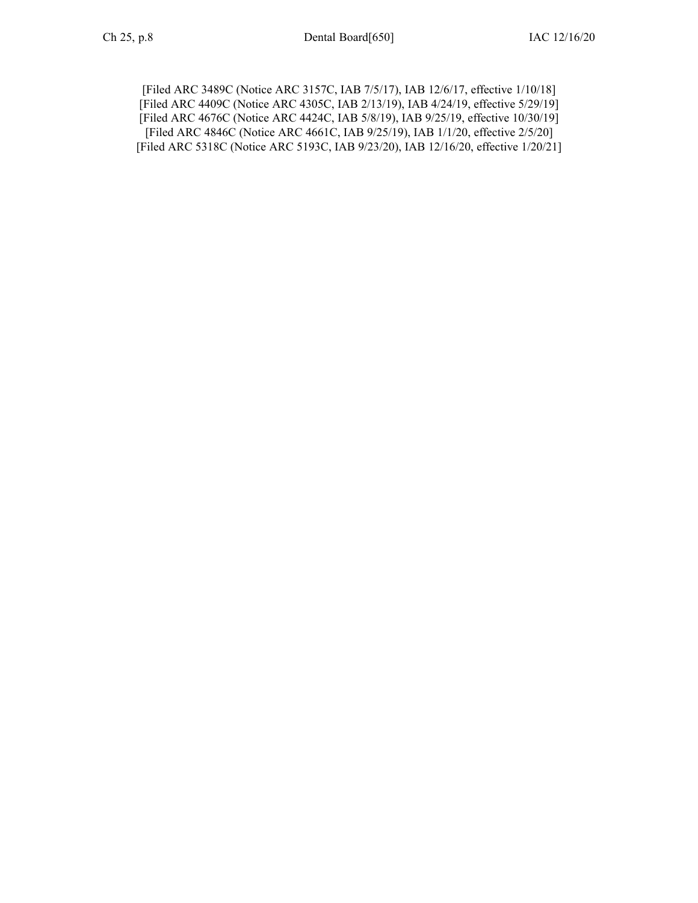[Filed ARC 3489C (Notice ARC 3157C, IAB 7/5/17), IAB 12/6/17, effective 1/10/18]
[Filed ARC 4409C (Notice ARC 4305C, IAB 2/13/19), IAB 4/24/19, effective 5/29/19]
[Filed ARC 4676C (Notice ARC 4424C, IAB 5/8/19), IAB 9/25/19, effective 10/30/19]
[Filed ARC 4846C (Notice ARC 4661C, IAB 9/25/19), IAB 1/1/20, effective 2/5/20]
[Filed ARC 5318C (Notice ARC 5193C, IAB 9/23/20), IAB 12/16/20, effective 1/20/21]